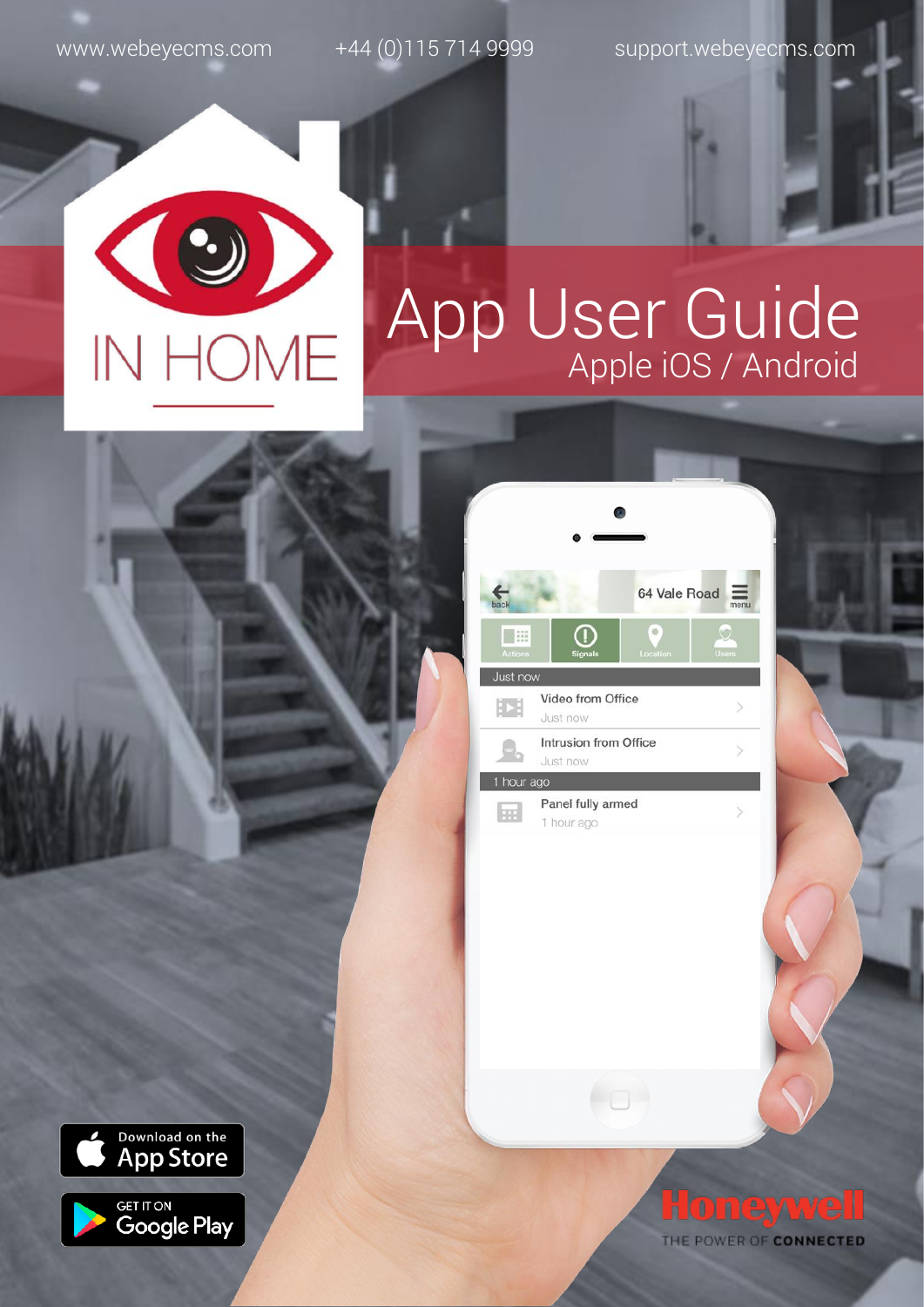www.webeyecms.com +44 (0)115 714 9999 support.webeyecms.com

IN HOME

# App User Guide

## Apple iOS / Android

Download on the App Store

GET IT ON Google Play

Honeywell

THE POWER OF CONNECTED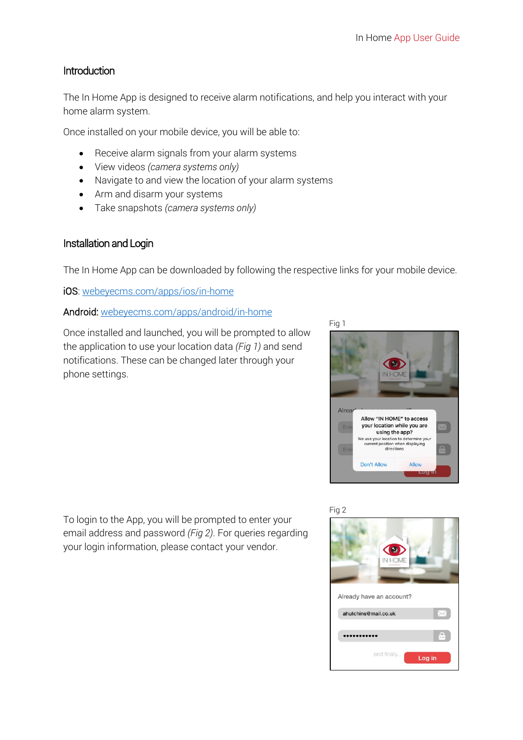## Introduction

The In Home App is designed to receive alarm notifications, and help you interact with your home alarm system.

Once installed on your mobile device, you will be able to:

- Receive alarm signals from your alarm systems
- View videos *(camera systems only)*
- Navigate to and view the location of your alarm systems
- Arm and disarm your systems
- Take snapshots *(camera systems only)*

## Installation and Login

The In Home App can be downloaded by following the respective links for your mobile device.

iOS: webeyecms.com/apps/ios/in-home

Android: webeyecms.com/apps/android/in-home

Once installed and launched, you will be prompted to allow the application to use your location data *(Fig 1)* and send notifications. These can be changed later through your phone settings.

Fig 1

To login to the App, you will be prompted to enter your email address and password *(Fig 2)*. For queries regarding your login information, please contact your vendor.

Fig 2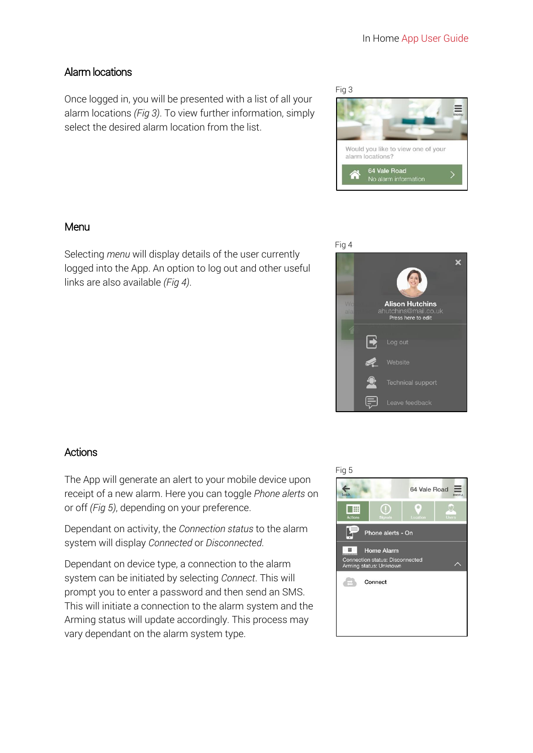## Alarm locations

Once logged in, you will be presented with a list of all your alarm locations *(Fig 3)*. To view further information, simply select the desired alarm location from the list.

Fig 3

## Menu

Selecting *menu* will display details of the user currently logged into the App. An option to log out and other useful links are also available *(Fig 4)*.

Fig 4

## Actions

The App will generate an alert to your mobile device upon receipt of a new alarm. Here you can toggle *Phone alerts* on or off *(Fig 5)*, depending on your preference.

Dependant on activity, the *Connection status* to the alarm system will display *Connected* or *Disconnected*.

Dependant on device type, a connection to the alarm system can be initiated by selecting *Connect*. This will prompt you to enter a password and then send an SMS. This will initiate a connection to the alarm system and the Arming status will update accordingly. This process may vary dependant on the alarm system type.

Fig 5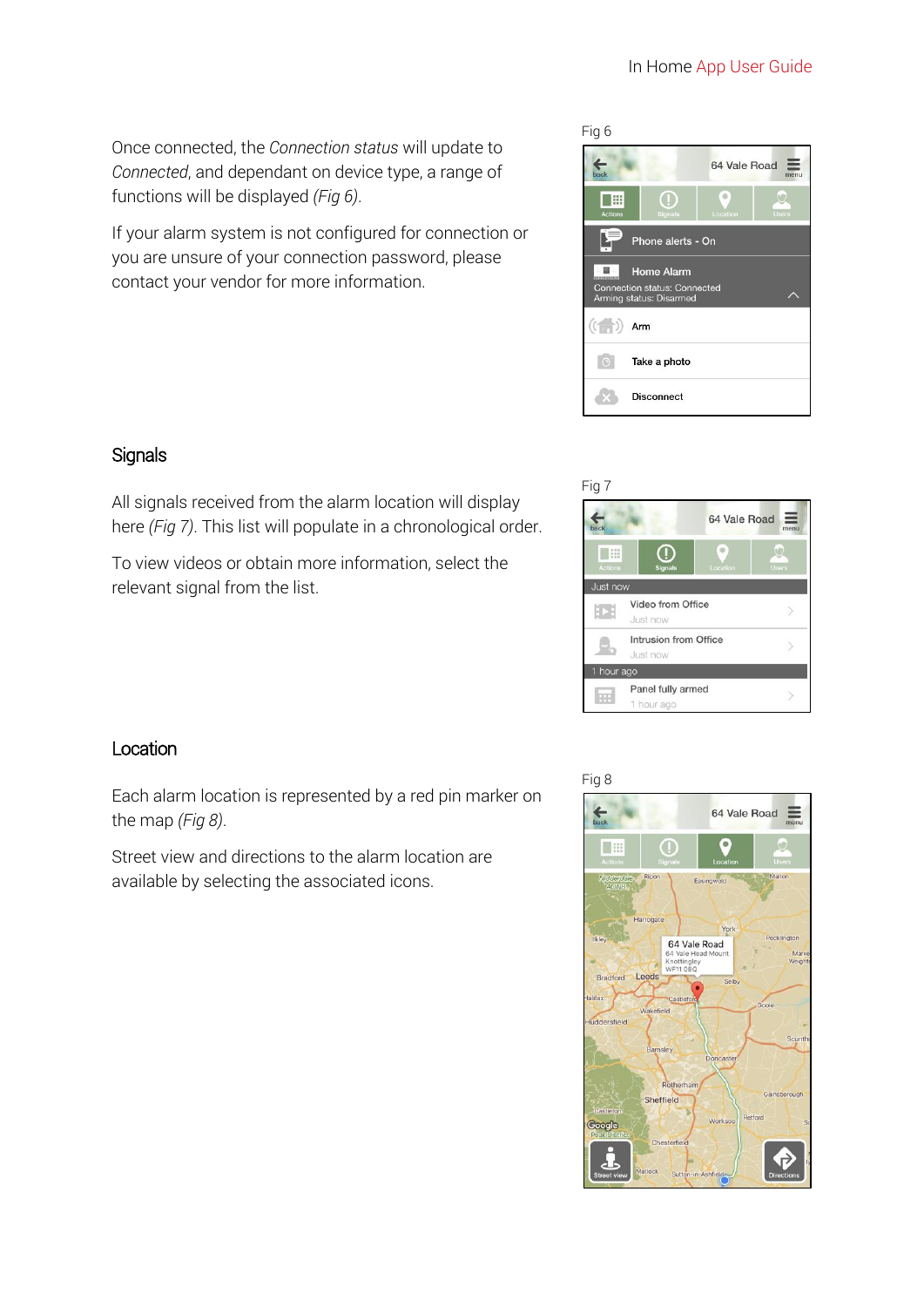Once connected, the *Connection status* will update to *Connected*, and dependant on device type, a range of functions will be displayed *(Fig 6)*.

If your alarm system is not configured for connection or you are unsure of your connection password, please contact your vendor for more information.

Fig 6

## Signals

All signals received from the alarm location will display here *(Fig 7)*. This list will populate in a chronological order.

To view videos or obtain more information, select the relevant signal from the list.

Fig 7

## Location

Each alarm location is represented by a red pin marker on the map *(Fig 8)*.

Street view and directions to the alarm location are available by selecting the associated icons.

Fig 8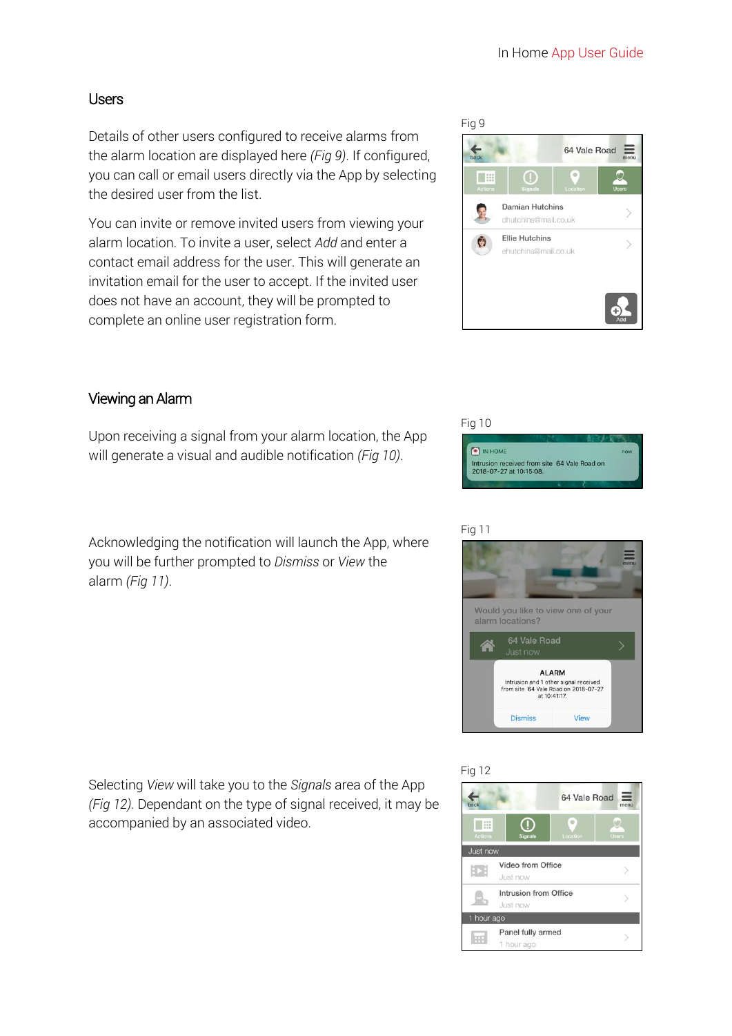## Users

Details of other users configured to receive alarms from the alarm location are displayed here *(Fig 9)*. If configured, you can call or email users directly via the App by selecting the desired user from the list.

You can invite or remove invited users from viewing your alarm location. To invite a user, select *Add* and enter a contact email address for the user. This will generate an invitation email for the user to accept. If the invited user does not have an account, they will be prompted to complete an online user registration form.

Fig 9

## Viewing an Alarm

Upon receiving a signal from your alarm location, the App will generate a visual and audible notification *(Fig 10)*.

Fig 10

Acknowledging the notification will launch the App, where you will be further prompted to *Dismiss* or *View* the alarm *(Fig 11)*.

Fig 11

Selecting *View* will take you to the *Signals* area of the App *(Fig 12)*. Dependant on the type of signal received, it may be accompanied by an associated video.

Fig 12